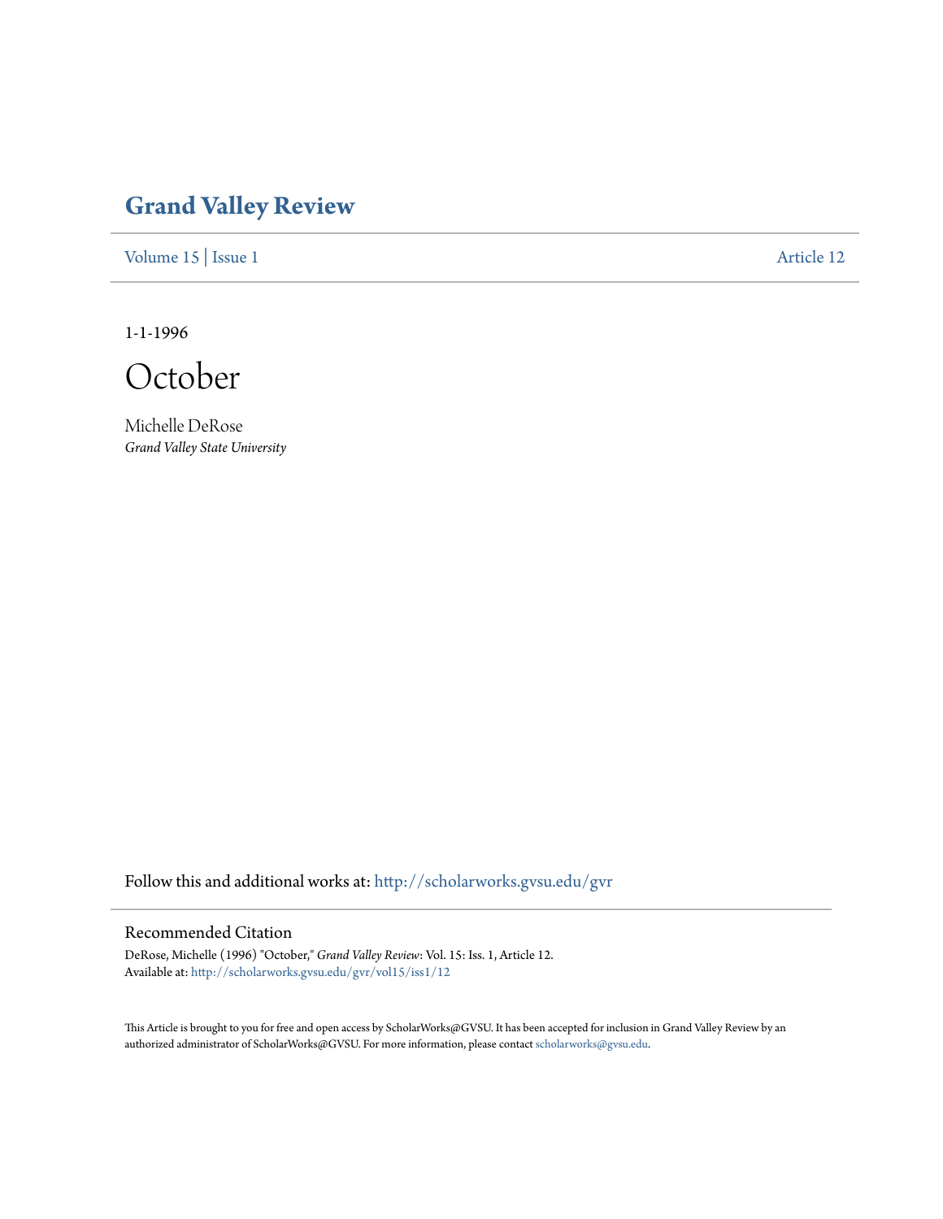# Grand Valley Review

Volume 15 | Issue 1 Article 12

1-1-1996

# October

Michelle DeRose
*Grand Valley State University*

Follow this and additional works at: http://scholarworks.gvsu.edu/gvr

## Recommended Citation

DeRose, Michelle (1996) "October," *Grand Valley Review*: Vol. 15: Iss. 1, Article 12.
Available at: http://scholarworks.gvsu.edu/gvr/vol15/iss1/12

This Article is brought to you for free and open access by ScholarWorks@GVSU. It has been accepted for inclusion in Grand Valley Review by an authorized administrator of ScholarWorks@GVSU. For more information, please contact scholarworks@gvsu.edu.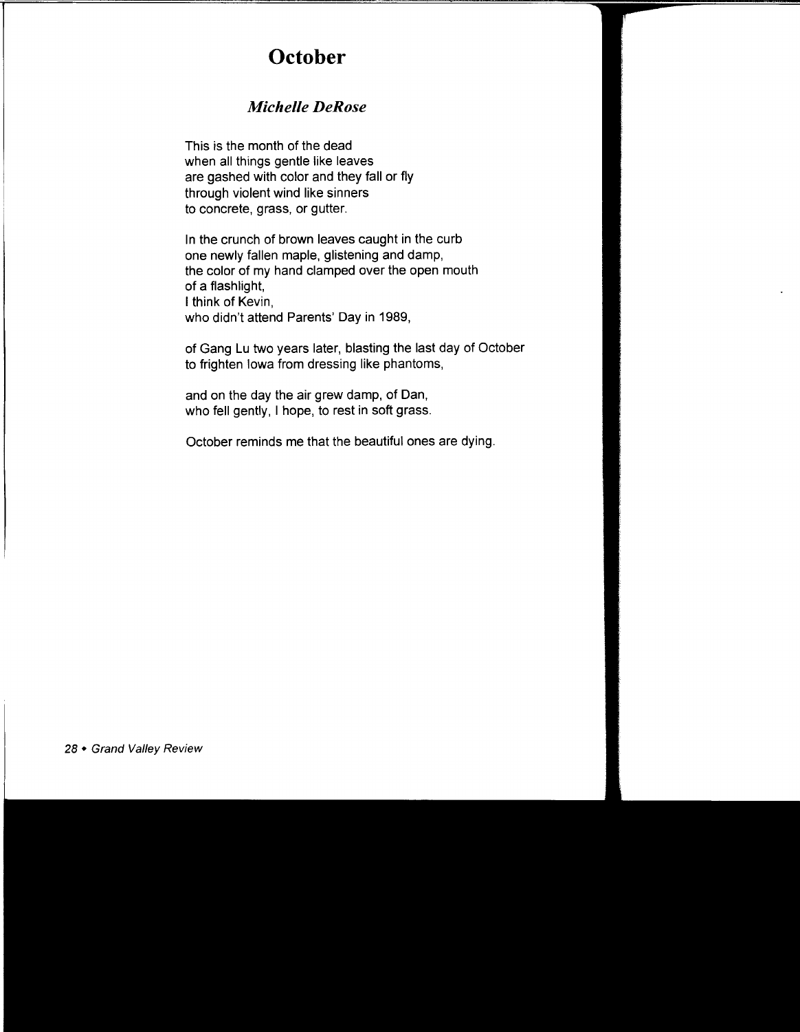# October

### *Michelle DeRose*

This is the month of the dead  
when all things gentle like leaves  
are gashed with color and they fall or fly  
through violent wind like sinners  
to concrete, grass, or gutter.

In the crunch of brown leaves caught in the curb  
one newly fallen maple, glistening and damp,  
the color of my hand clamped over the open mouth  
of a flashlight,  
I think of Kevin,  
who didn't attend Parents' Day in 1989,

of Gang Lu two years later, blasting the last day of October  
to frighten Iowa from dressing like phantoms,

and on the day the air grew damp, of Dan,  
who fell gently, I hope, to rest in soft grass.

October reminds me that the beautiful ones are dying.